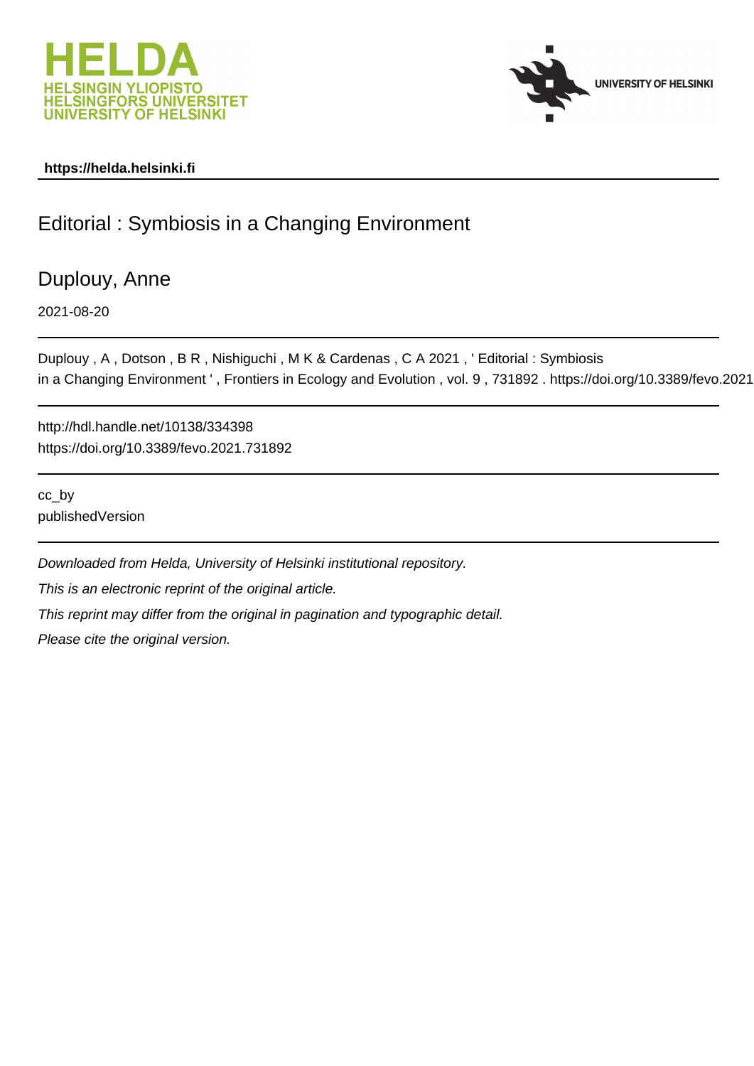**https://helda.helsinki.fi**

# Editorial : Symbiosis in a Changing Environment

Duplouy, Anne

2021-08-20

Duplouy , A , Dotson , B R , Nishiguchi , M K & Cardenas , C A 2021 , ' Editorial : Symbiosis in a Changing Environment ' , Frontiers in Ecology and Evolution , vol. 9 , 731892 . https://doi.org/10.3389/fevo.2021

http://hdl.handle.net/10138/334398
https://doi.org/10.3389/fevo.2021.731892

cc_by
publishedVersion

*Downloaded from Helda, University of Helsinki institutional repository.*

*This is an electronic reprint of the original article.*

*This reprint may differ from the original in pagination and typographic detail.*

*Please cite the original version.*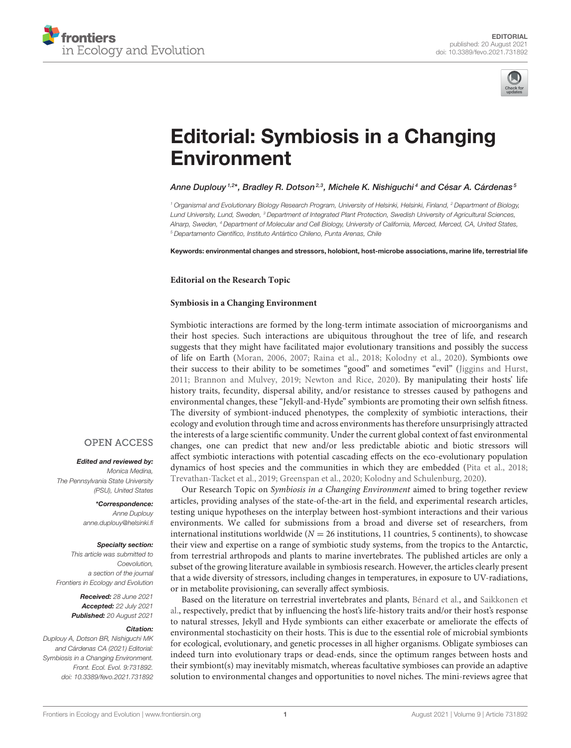# Editorial: Symbiosis in a Changing Environment

*Anne Duplouy[1,2]\*, Bradley R. Dotson[2,3], Michele K. Nishiguchi[4] and César A. Cárdenas[5]*

[1] Organismal and Evolutionary Biology Research Program, University of Helsinki, Helsinki, Finland, [2] Department of Biology, Lund University, Lund, Sweden, [3] Department of Integrated Plant Protection, Swedish University of Agricultural Sciences, Alnarp, Sweden, [4] Department of Molecular and Cell Biology, University of California, Merced, Merced, CA, United States, [5] Departamento Científico, Instituto Antártico Chileno, Punta Arenas, Chile

**Keywords: environmental changes and stressors, holobiont, host-microbe associations, marine life, terrestrial life**

**OPEN ACCESS**

***Edited and reviewed by:***
Monica Medina,
The Pennsylvania State University (PSU), United States

***\*Correspondence:***
Anne Duplouy
anne.duplouy@helsinki.fi

***Specialty section:***
This article was submitted to Coevolution, a section of the journal Frontiers in Ecology and Evolution

***Received:*** 28 June 2021
***Accepted:*** 22 July 2021
***Published:*** 20 August 2021

***Citation:***
Duplouy A, Dotson BR, Nishiguchi MK and Cárdenas CA (2021) Editorial: Symbiosis in a Changing Environment. Front. Ecol. Evol. 9:731892. doi: 10.3389/fevo.2021.731892

**Editorial on the Research Topic**

**Symbiosis in a Changing Environment**

Symbiotic interactions are formed by the long-term intimate association of microorganisms and their host species. Such interactions are ubiquitous throughout the tree of life, and research suggests that they might have facilitated major evolutionary transitions and possibly the success of life on Earth (Moran, 2006, 2007; Raina et al., 2018; Kolodny et al., 2020). Symbionts owe their success to their ability to be sometimes "good" and sometimes "evil" (Jiggins and Hurst, 2011; Brannon and Mulvey, 2019; Newton and Rice, 2020). By manipulating their hosts' life history traits, fecundity, dispersal ability, and/or resistance to stresses caused by pathogens and environmental changes, these "Jekyll-and-Hyde" symbionts are promoting their own selfish fitness. The diversity of symbiont-induced phenotypes, the complexity of symbiotic interactions, their ecology and evolution through time and across environments has therefore unsurprisingly attracted the interests of a large scientific community. Under the current global context of fast environmental changes, one can predict that new and/or less predictable abiotic and biotic stressors will affect symbiotic interactions with potential cascading effects on the eco-evolutionary population dynamics of host species and the communities in which they are embedded (Pita et al., 2018; Trevathan-Tacket et al., 2019; Greenspan et al., 2020; Kolodny and Schulenburg, 2020).

Our Research Topic on *Symbiosis in a Changing Environment* aimed to bring together review articles, providing analyses of the state-of-the-art in the field, and experimental research articles, testing unique hypotheses on the interplay between host-symbiont interactions and their various environments. We called for submissions from a broad and diverse set of researchers, from international institutions worldwide ($N = 26$ institutions, 11 countries, 5 continents), to showcase their view and expertise on a range of symbiotic study systems, from the tropics to the Antarctic, from terrestrial arthropods and plants to marine invertebrates. The published articles are only a subset of the growing literature available in symbiosis research. However, the articles clearly present that a wide diversity of stressors, including changes in temperatures, in exposure to UV-radiations, or in metabolite provisioning, can severally affect symbiosis.

Based on the literature on terrestrial invertebrates and plants, Bénard et al., and Saikkonen et al., respectively, predict that by influencing the host's life-history traits and/or their host's response to natural stresses, Jekyll and Hyde symbionts can either exacerbate or ameliorate the effects of environmental stochasticity on their hosts. This is due to the essential role of microbial symbionts for ecological, evolutionary, and genetic processes in all higher organisms. Obligate symbioses can indeed turn into evolutionary traps or dead-ends, since the optimum ranges between hosts and their symbiont(s) may inevitably mismatch, whereas facultative symbioses can provide an adaptive solution to environmental changes and opportunities to novel niches. The mini-reviews agree that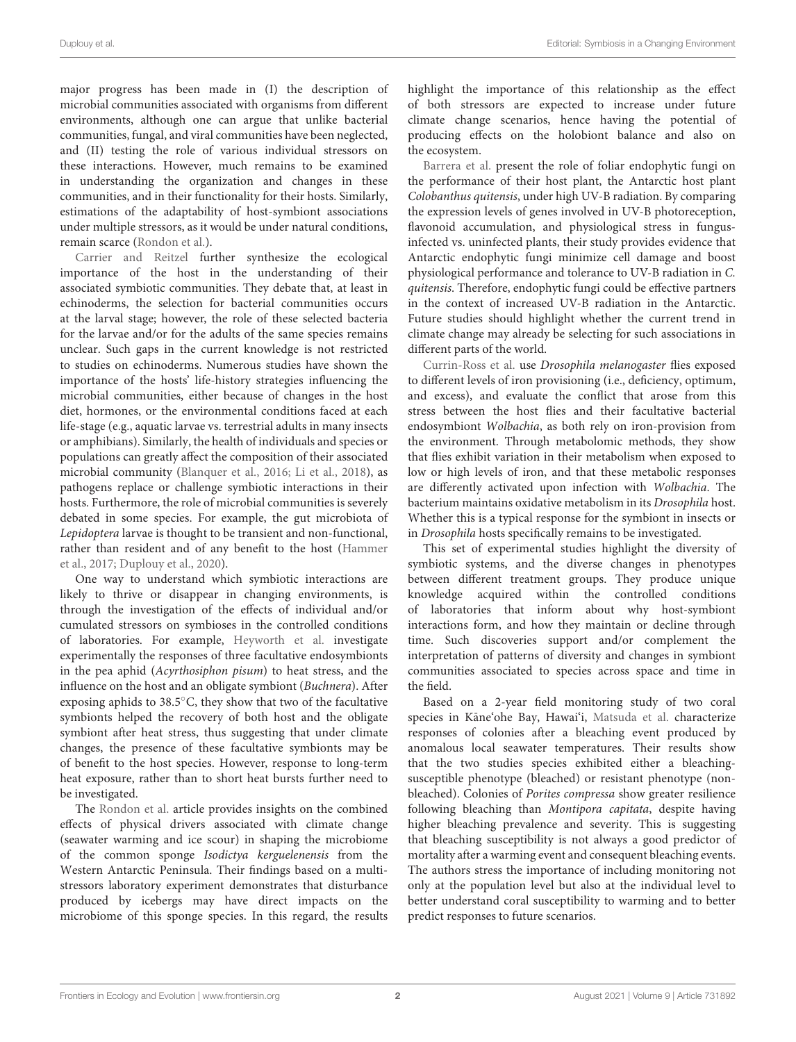major progress has been made in (I) the description of microbial communities associated with organisms from different environments, although one can argue that unlike bacterial communities, fungal, and viral communities have been neglected, and (II) testing the role of various individual stressors on these interactions. However, much remains to be examined in understanding the organization and changes in these communities, and in their functionality for their hosts. Similarly, estimations of the adaptability of host-symbiont associations under multiple stressors, as it would be under natural conditions, remain scarce (Rondon et al.).

Carrier and Reitzel further synthesize the ecological importance of the host in the understanding of their associated symbiotic communities. They debate that, at least in echinoderms, the selection for bacterial communities occurs at the larval stage; however, the role of these selected bacteria for the larvae and/or for the adults of the same species remains unclear. Such gaps in the current knowledge is not restricted to studies on echinoderms. Numerous studies have shown the importance of the hosts' life-history strategies influencing the microbial communities, either because of changes in the host diet, hormones, or the environmental conditions faced at each life-stage (e.g., aquatic larvae vs. terrestrial adults in many insects or amphibians). Similarly, the health of individuals and species or populations can greatly affect the composition of their associated microbial community (Blanquer et al., 2016; Li et al., 2018), as pathogens replace or challenge symbiotic interactions in their hosts. Furthermore, the role of microbial communities is severely debated in some species. For example, the gut microbiota of *Lepidoptera* larvae is thought to be transient and non-functional, rather than resident and of any benefit to the host (Hammer et al., 2017; Duplouy et al., 2020).

One way to understand which symbiotic interactions are likely to thrive or disappear in changing environments, is through the investigation of the effects of individual and/or cumulated stressors on symbioses in the controlled conditions of laboratories. For example, Heyworth et al. investigate experimentally the responses of three facultative endosymbionts in the pea aphid (*Acyrthosiphon pisum*) to heat stress, and the influence on the host and an obligate symbiont (*Buchnera*). After exposing aphids to 38.5°C, they show that two of the facultative symbionts helped the recovery of both host and the obligate symbiont after heat stress, thus suggesting that under climate changes, the presence of these facultative symbionts may be of benefit to the host species. However, response to long-term heat exposure, rather than to short heat bursts further need to be investigated.

The Rondon et al. article provides insights on the combined effects of physical drivers associated with climate change (seawater warming and ice scour) in shaping the microbiome of the common sponge *Isodictya kerguelenensis* from the Western Antarctic Peninsula. Their findings based on a multi-stressors laboratory experiment demonstrates that disturbance produced by icebergs may have direct impacts on the microbiome of this sponge species. In this regard, the results highlight the importance of this relationship as the effect of both stressors are expected to increase under future climate change scenarios, hence having the potential of producing effects on the holobiont balance and also on the ecosystem.

Barrera et al. present the role of foliar endophytic fungi on the performance of their host plant, the Antarctic host plant *Colobanthus quitensis*, under high UV-B radiation. By comparing the expression levels of genes involved in UV-B photoreception, flavonoid accumulation, and physiological stress in fungus-infected vs. uninfected plants, their study provides evidence that Antarctic endophytic fungi minimize cell damage and boost physiological performance and tolerance to UV-B radiation in *C. quitensis*. Therefore, endophytic fungi could be effective partners in the context of increased UV-B radiation in the Antarctic. Future studies should highlight whether the current trend in climate change may already be selecting for such associations in different parts of the world.

Currin-Ross et al. use *Drosophila melanogaster* flies exposed to different levels of iron provisioning (i.e., deficiency, optimum, and excess), and evaluate the conflict that arose from this stress between the host flies and their facultative bacterial endosymbiont *Wolbachia*, as both rely on iron-provision from the environment. Through metabolomic methods, they show that flies exhibit variation in their metabolism when exposed to low or high levels of iron, and that these metabolic responses are differently activated upon infection with *Wolbachia*. The bacterium maintains oxidative metabolism in its *Drosophila* host. Whether this is a typical response for the symbiont in insects or in *Drosophila* hosts specifically remains to be investigated.

This set of experimental studies highlight the diversity of symbiotic systems, and the diverse changes in phenotypes between different treatment groups. They produce unique knowledge acquired within the controlled conditions of laboratories that inform about why host-symbiont interactions form, and how they maintain or decline through time. Such discoveries support and/or complement the interpretation of patterns of diversity and changes in symbiont communities associated to species across space and time in the field.

Based on a 2-year field monitoring study of two coral species in Kāne'ohe Bay, Hawai'i, Matsuda et al. characterize responses of colonies after a bleaching event produced by anomalous local seawater temperatures. Their results show that the two studies species exhibited either a bleaching-susceptible phenotype (bleached) or resistant phenotype (non-bleached). Colonies of *Porites compressa* show greater resilience following bleaching than *Montipora capitata*, despite having higher bleaching prevalence and severity. This is suggesting that bleaching susceptibility is not always a good predictor of mortality after a warming event and consequent bleaching events. The authors stress the importance of including monitoring not only at the population level but also at the individual level to better understand coral susceptibility to warming and to better predict responses to future scenarios.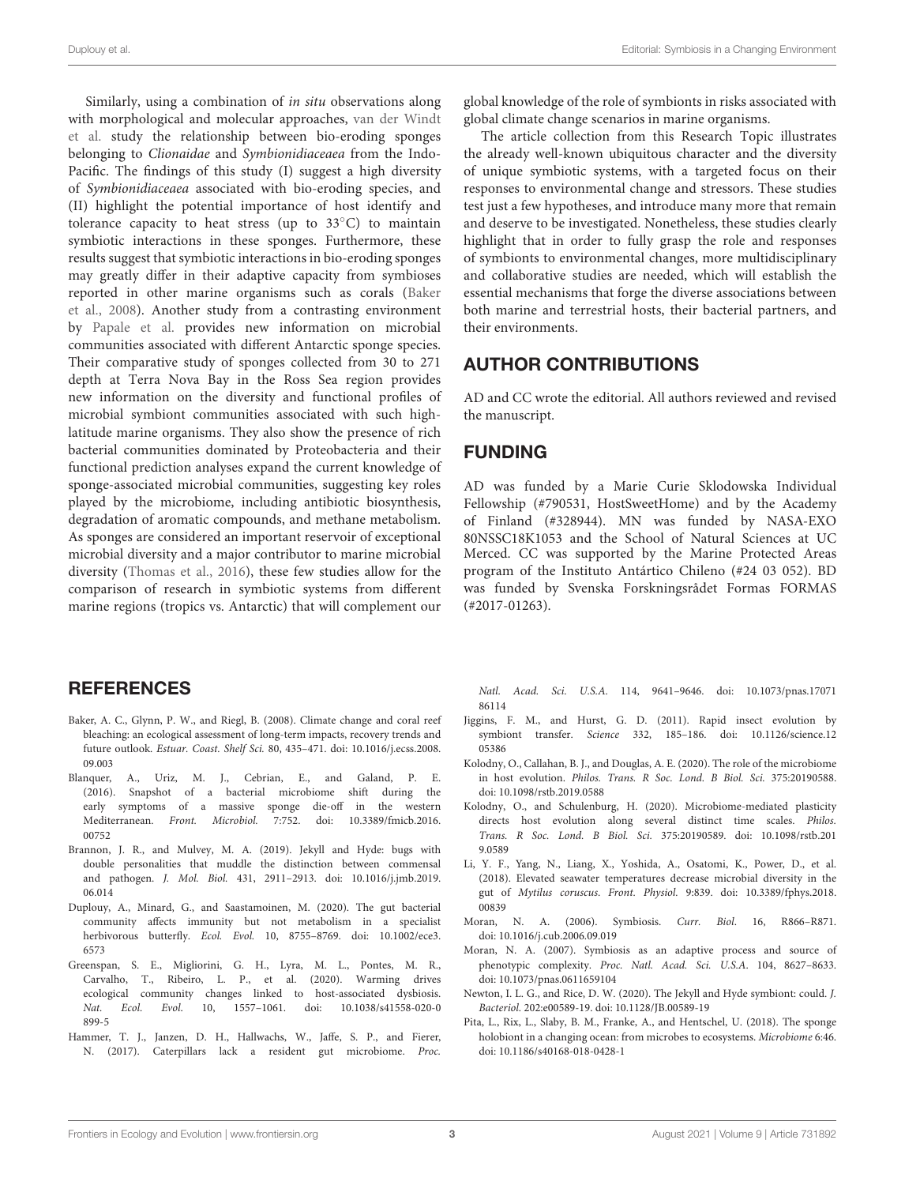Similarly, using a combination of *in situ* observations along with morphological and molecular approaches, van der Windt et al. study the relationship between bio-eroding sponges belonging to *Clionaidae* and *Symbionidiaceaea* from the Indo-Pacific. The findings of this study (I) suggest a high diversity of *Symbionidiaceaea* associated with bio-eroding species, and (II) highlight the potential importance of host identify and tolerance capacity to heat stress (up to 33°C) to maintain symbiotic interactions in these sponges. Furthermore, these results suggest that symbiotic interactions in bio-eroding sponges may greatly differ in their adaptive capacity from symbioses reported in other marine organisms such as corals (Baker et al., 2008). Another study from a contrasting environment by Papale et al. provides new information on microbial communities associated with different Antarctic sponge species. Their comparative study of sponges collected from 30 to 271 depth at Terra Nova Bay in the Ross Sea region provides new information on the diversity and functional profiles of microbial symbiont communities associated with such high-latitude marine organisms. They also show the presence of rich bacterial communities dominated by Proteobacteria and their functional prediction analyses expand the current knowledge of sponge-associated microbial communities, suggesting key roles played by the microbiome, including antibiotic biosynthesis, degradation of aromatic compounds, and methane metabolism. As sponges are considered an important reservoir of exceptional microbial diversity and a major contributor to marine microbial diversity (Thomas et al., 2016), these few studies allow for the comparison of research in symbiotic systems from different marine regions (tropics vs. Antarctic) that will complement our global knowledge of the role of symbionts in risks associated with global climate change scenarios in marine organisms.

The article collection from this Research Topic illustrates the already well-known ubiquitous character and the diversity of unique symbiotic systems, with a targeted focus on their responses to environmental change and stressors. These studies test just a few hypotheses, and introduce many more that remain and deserve to be investigated. Nonetheless, these studies clearly highlight that in order to fully grasp the role and responses of symbionts to environmental changes, more multidisciplinary and collaborative studies are needed, which will establish the essential mechanisms that forge the diverse associations between both marine and terrestrial hosts, their bacterial partners, and their environments.

## AUTHOR CONTRIBUTIONS

AD and CC wrote the editorial. All authors reviewed and revised the manuscript.

## FUNDING

AD was funded by a Marie Curie Sklodowska Individual Fellowship (#790531, HostSweetHome) and by the Academy of Finland (#328944). MN was funded by NASA-EXO 80NSSC18K1053 and the School of Natural Sciences at UC Merced. CC was supported by the Marine Protected Areas program of the Instituto Antártico Chileno (#24 03 052). BD was funded by Svenska Forskningsrådet Formas FORMAS (#2017-01263).

## REFERENCES

Baker, A. C., Glynn, P. W., and Riegl, B. (2008). Climate change and coral reef bleaching: an ecological assessment of long-term impacts, recovery trends and future outlook. *Estuar. Coast. Shelf Sci.* 80, 435–471. doi: 10.1016/j.ecss.2008.09.003

Blanquer, A., Uriz, M. J., Cebrian, E., and Galand, P. E. (2016). Snapshot of a bacterial microbiome shift during the early symptoms of a massive sponge die-off in the western Mediterranean. *Front. Microbiol.* 7:752. doi: 10.3389/fmicb.2016.00752

Brannon, J. R., and Mulvey, M. A. (2019). Jekyll and Hyde: bugs with double personalities that muddle the distinction between commensal and pathogen. *J. Mol. Biol.* 431, 2911–2913. doi: 10.1016/j.jmb.2019.06.014

Duplouy, A., Minard, G., and Saastamoinen, M. (2020). The gut bacterial community affects immunity but not metabolism in a specialist herbivorous butterfly. *Ecol. Evol.* 10, 8755–8769. doi: 10.1002/ece3.6573

Greenspan, S. E., Migliorini, G. H., Lyra, M. L., Pontes, M. R., Carvalho, T., Ribeiro, L. P., et al. (2020). Warming drives ecological community changes linked to host-associated dysbiosis. *Nat. Ecol. Evol.* 10, 1557–1061. doi: 10.1038/s41558-020-0899-5

Hammer, T. J., Janzen, D. H., Hallwachs, W., Jaffe, S. P., and Fierer, N. (2017). Caterpillars lack a resident gut microbiome. *Proc. Natl. Acad. Sci. U.S.A.* 114, 9641–9646. doi: 10.1073/pnas.1707186114

Jiggins, F. M., and Hurst, G. D. (2011). Rapid insect evolution by symbiont transfer. *Science* 332, 185–186. doi: 10.1126/science.1205386

Kolodny, O., Callahan, B. J., and Douglas, A. E. (2020). The role of the microbiome in host evolution. *Philos. Trans. R Soc. Lond. B Biol. Sci.* 375:20190588. doi: 10.1098/rstb.2019.0588

Kolodny, O., and Schulenburg, H. (2020). Microbiome-mediated plasticity directs host evolution along several distinct time scales. *Philos. Trans. R Soc. Lond. B Biol. Sci.* 375:20190589. doi: 10.1098/rstb.2019.0589

Li, Y. F., Yang, N., Liang, X., Yoshida, A., Osatomi, K., Power, D., et al. (2018). Elevated seawater temperatures decrease microbial diversity in the gut of *Mytilus coruscus*. *Front. Physiol.* 9:839. doi: 10.3389/fphys.2018.00839

Moran, N. A. (2006). Symbiosis. *Curr. Biol.* 16, R866–R871. doi: 10.1016/j.cub.2006.09.019

Moran, N. A. (2007). Symbiosis as an adaptive process and source of phenotypic complexity. *Proc. Natl. Acad. Sci. U.S.A.* 104, 8627–8633. doi: 10.1073/pnas.0611659104

Newton, I. L. G., and Rice, D. W. (2020). The Jekyll and Hyde symbiont: could. *J. Bacteriol.* 202:e00589-19. doi: 10.1128/JB.00589-19

Pita, L., Rix, L., Slaby, B. M., Franke, A., and Hentschel, U. (2018). The sponge holobiont in a changing ocean: from microbes to ecosystems. *Microbiome* 6:46. doi: 10.1186/s40168-018-0428-1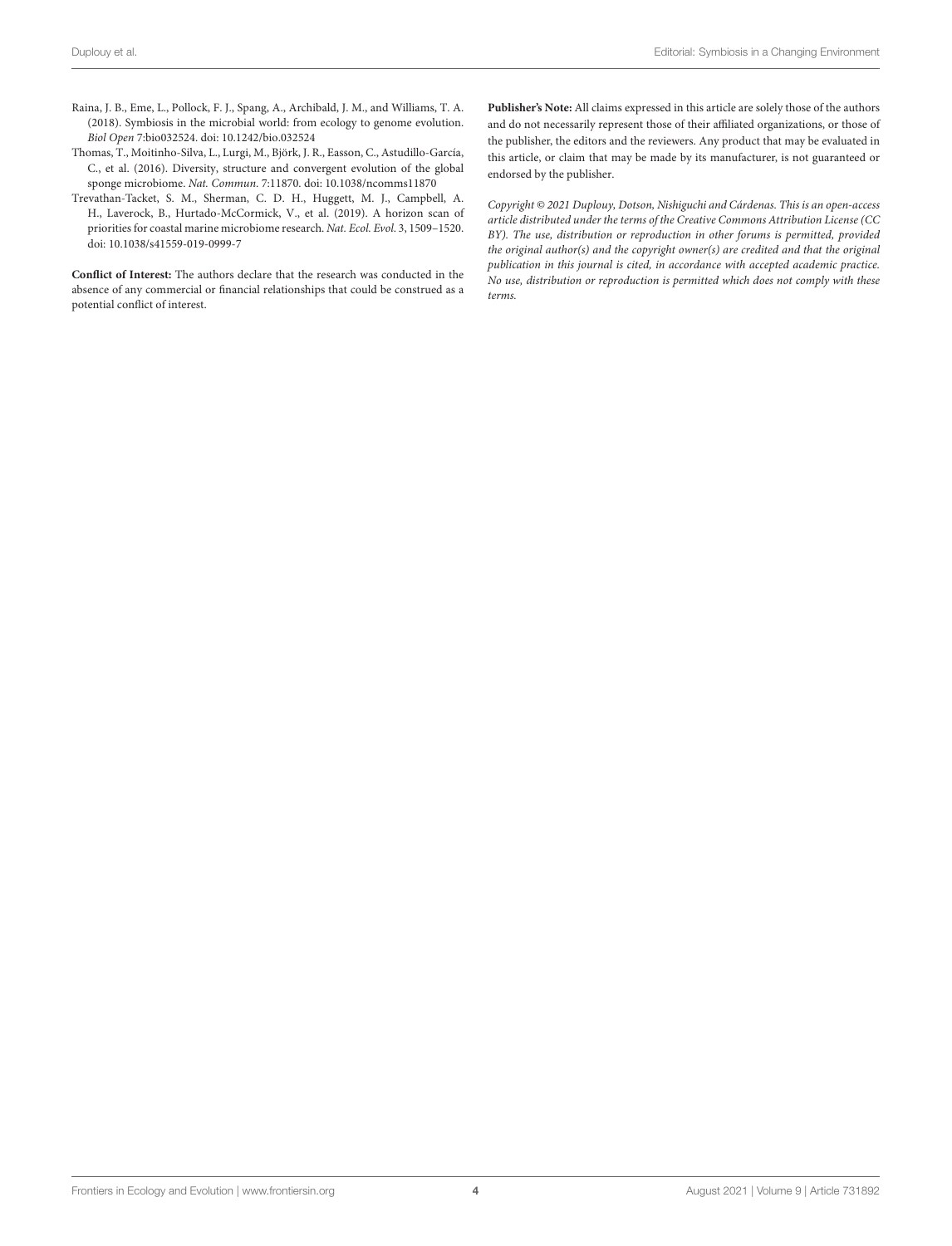Raina, J. B., Eme, L., Pollock, F. J., Spang, A., Archibald, J. M., and Williams, T. A. (2018). Symbiosis in the microbial world: from ecology to genome evolution. *Biol Open* 7:bio032524. doi: 10.1242/bio.032524

Thomas, T., Moitinho-Silva, L., Lurgi, M., Björk, J. R., Easson, C., Astudillo-García, C., et al. (2016). Diversity, structure and convergent evolution of the global sponge microbiome. *Nat. Commun.* 7:11870. doi: 10.1038/ncomms11870

Trevathan-Tacket, S. M., Sherman, C. D. H., Huggett, M. J., Campbell, A. H., Laverock, B., Hurtado-McCormick, V., et al. (2019). A horizon scan of priorities for coastal marine microbiome research. *Nat. Ecol. Evol.* 3, 1509–1520. doi: 10.1038/s41559-019-0999-7

**Conflict of Interest:** The authors declare that the research was conducted in the absence of any commercial or financial relationships that could be construed as a potential conflict of interest.

**Publisher's Note:** All claims expressed in this article are solely those of the authors and do not necessarily represent those of their affiliated organizations, or those of the publisher, the editors and the reviewers. Any product that may be evaluated in this article, or claim that may be made by its manufacturer, is not guaranteed or endorsed by the publisher.

*Copyright © 2021 Duplouy, Dotson, Nishiguchi and Cárdenas. This is an open-access article distributed under the terms of the Creative Commons Attribution License (CC BY). The use, distribution or reproduction in other forums is permitted, provided the original author(s) and the copyright owner(s) are credited and that the original publication in this journal is cited, in accordance with accepted academic practice. No use, distribution or reproduction is permitted which does not comply with these terms.*